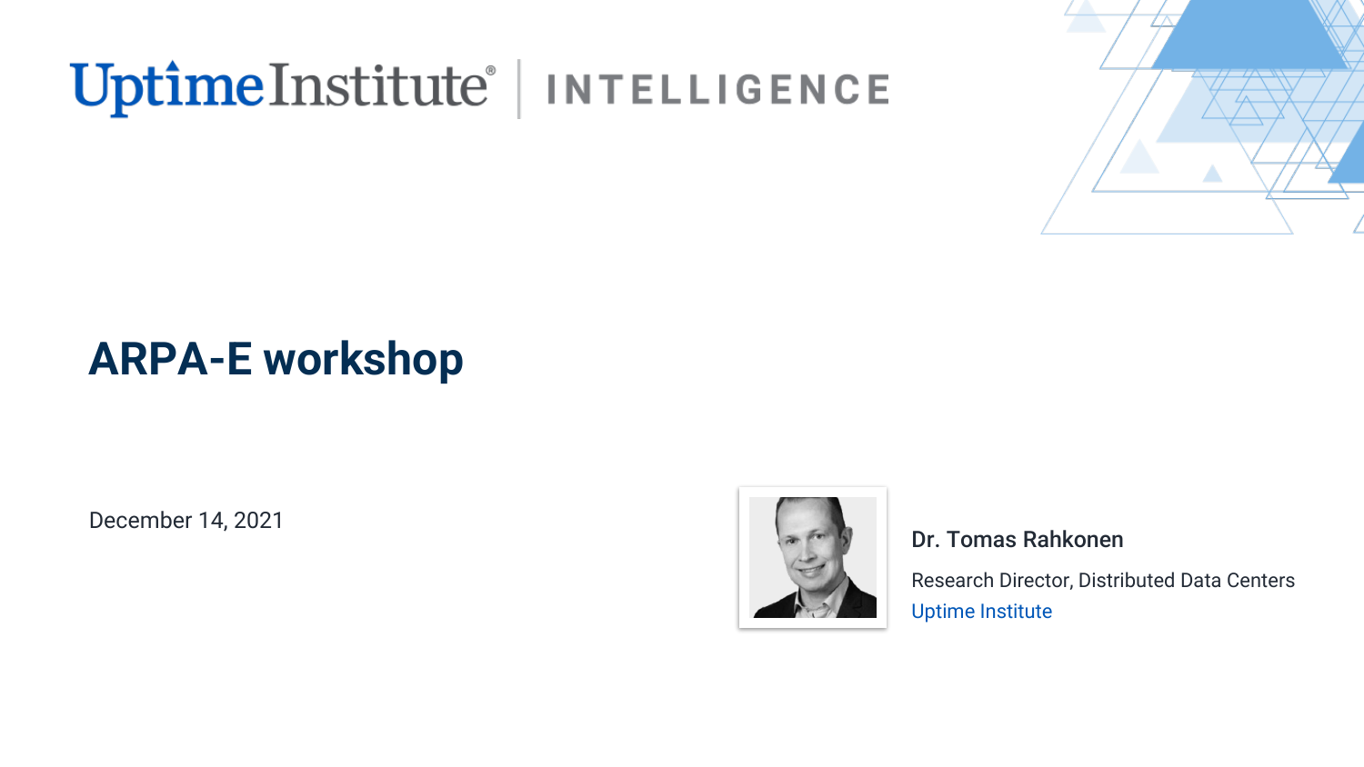Uptime Institute | INTELLIGENCE

# ARPA-E workshop

December 14, 2021

**Dr. Tomas Rahkonen**

Research Director, Distributed Data Centers

Uptime Institute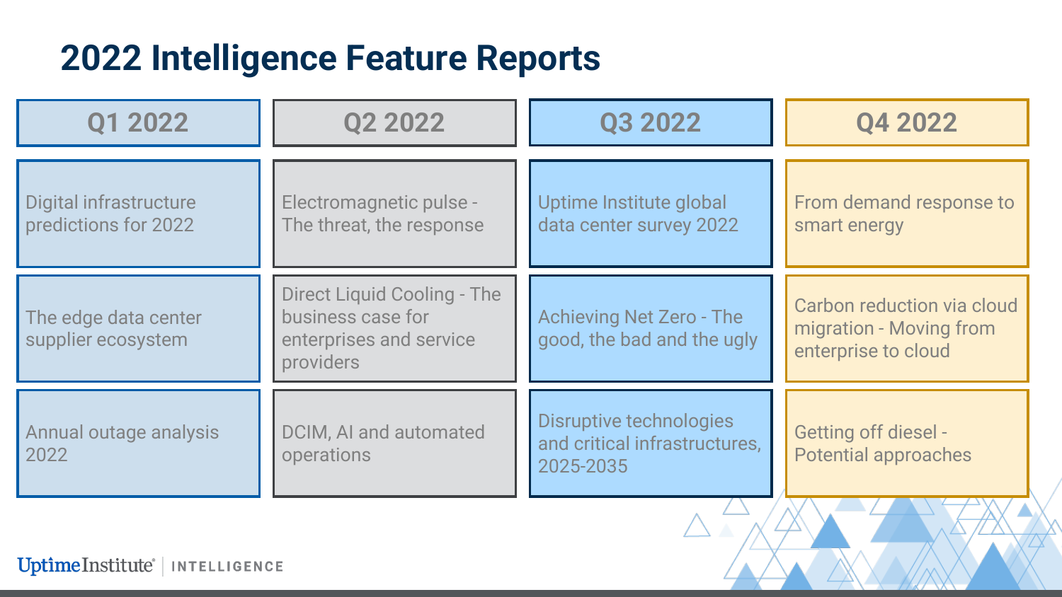# 2022 Intelligence Feature Reports

| Q1 2022 | Q2 2022 | Q3 2022 | Q4 2022 |
| --- | --- | --- | --- |
| Digital infrastructure predictions for 2022 | Electromagnetic pulse - The threat, the response | Uptime Institute global data center survey 2022 | From demand response to smart energy |
| The edge data center supplier ecosystem | Direct Liquid Cooling - The business case for enterprises and service providers | Achieving Net Zero - The good, the bad and the ugly | Carbon reduction via cloud migration - Moving from enterprise to cloud |
| Annual outage analysis 2022 | DCIM, AI and automated operations | Disruptive technologies and critical infrastructures, 2025-2035 | Getting off diesel - Potential approaches |

Uptime Institute | INTELLIGENCE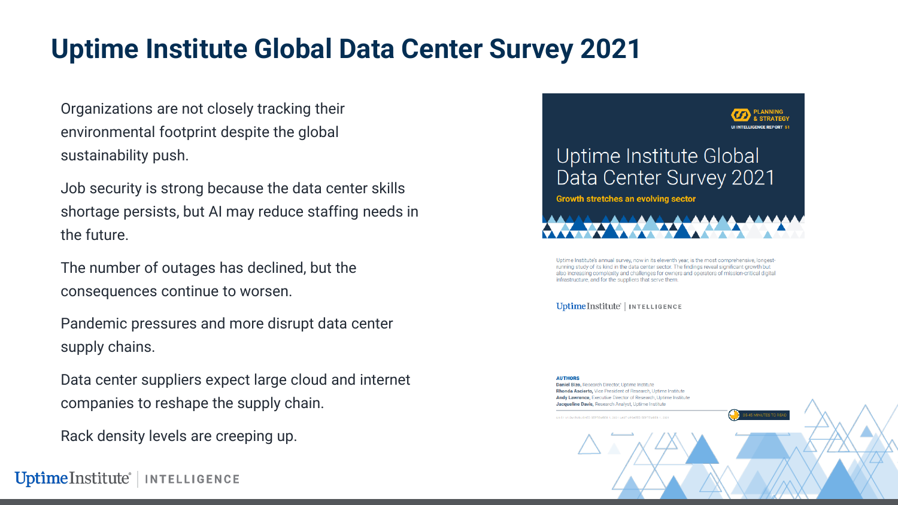# Uptime Institute Global Data Center Survey 2021

Organizations are not closely tracking their environmental footprint despite the global sustainability push.

Job security is strong because the data center skills shortage persists, but AI may reduce staffing needs in the future.

The number of outages has declined, but the consequences continue to worsen.

Pandemic pressures and more disrupt data center supply chains.

Data center suppliers expect large cloud and internet companies to reshape the supply chain.

Rack density levels are creeping up.

PLANNING & STRATEGY

UI INTELLIGENCE REPORT 51

## Uptime Institute Global Data Center Survey 2021

**Growth stretches an evolving sector**

Uptime Institute's annual survey, now in its eleventh year, is the most comprehensive, longest-running study of its kind in the data center sector. The findings reveal significant growth but also increasing complexity and challenges for owners and operators of mission-critical digital infrastructure, and for the suppliers that serve them.

Uptime Institute | INTELLIGENCE

**AUTHORS**

**Daniel Bizo,** Research Director, Uptime Institute
**Rhonda Ascierto,** Vice President of Research, Uptime Institute
**Andy Lawrence,** Executive Director of Research, Uptime Institute
**Jacqueline Davis,** Research Analyst, Uptime Institute

35-45 MINUTES TO READ

Uptime Institute | INTELLIGENCE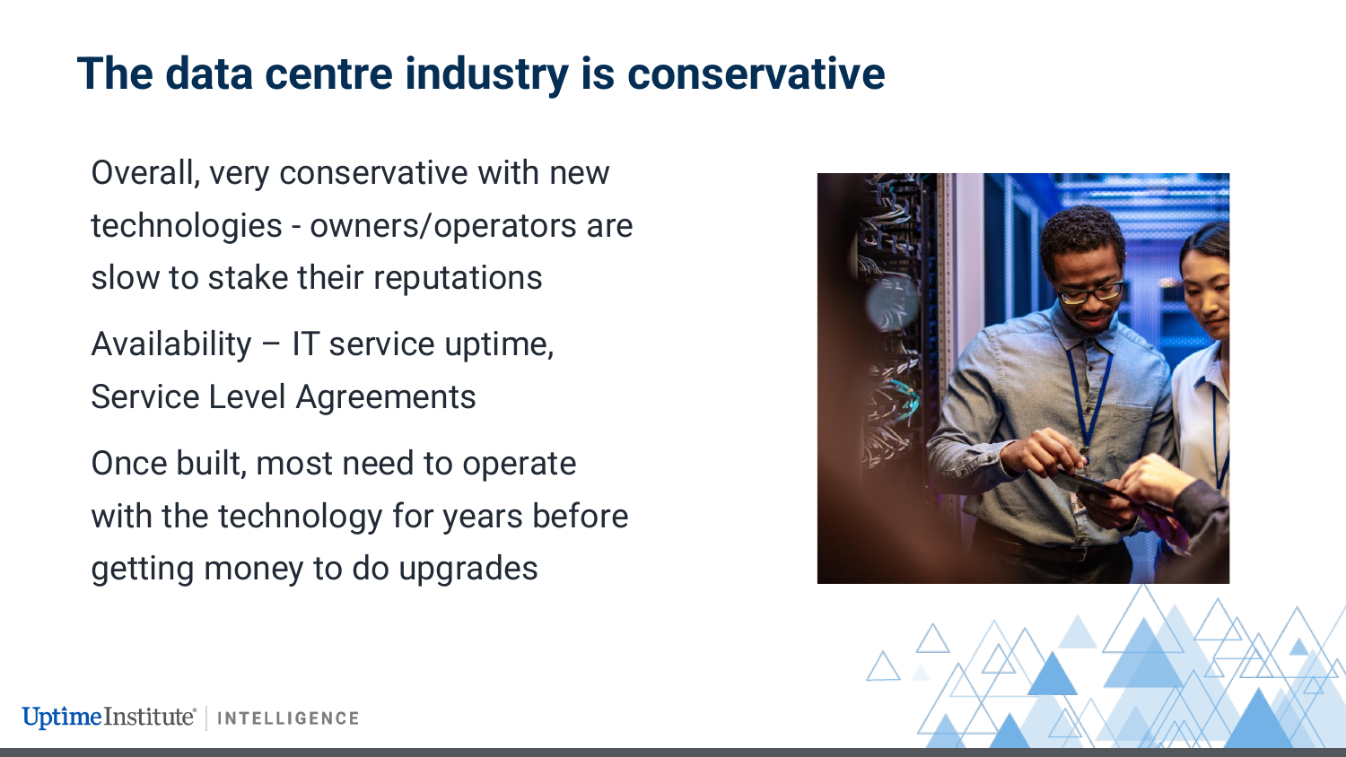# The data centre industry is conservative

Overall, very conservative with new technologies - owners/operators are slow to stake their reputations

Availability – IT service uptime, Service Level Agreements

Once built, most need to operate with the technology for years before getting money to do upgrades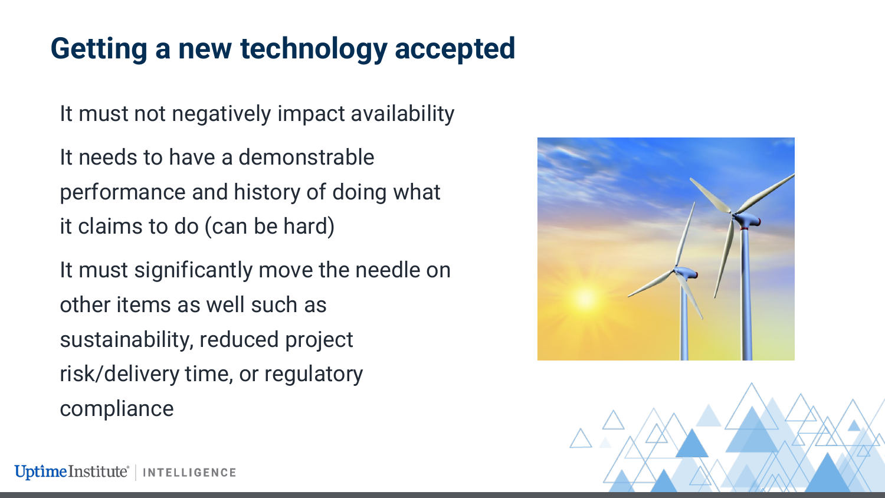# Getting a new technology accepted

It must not negatively impact availability

It needs to have a demonstrable performance and history of doing what it claims to do (can be hard)

It must significantly move the needle on other items as well such as sustainability, reduced project risk/delivery time, or regulatory compliance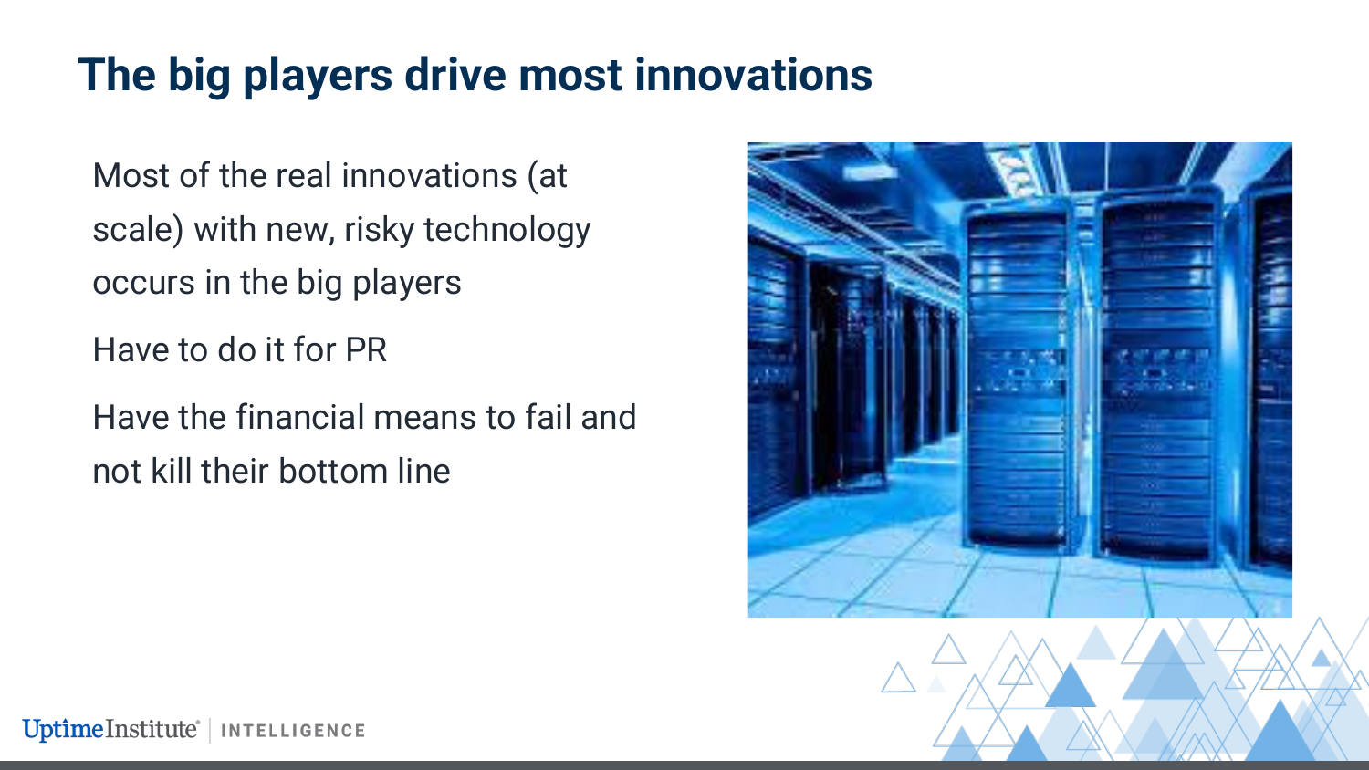# The big players drive most innovations

Most of the real innovations (at scale) with new, risky technology occurs in the big players

Have to do it for PR

Have the financial means to fail and not kill their bottom line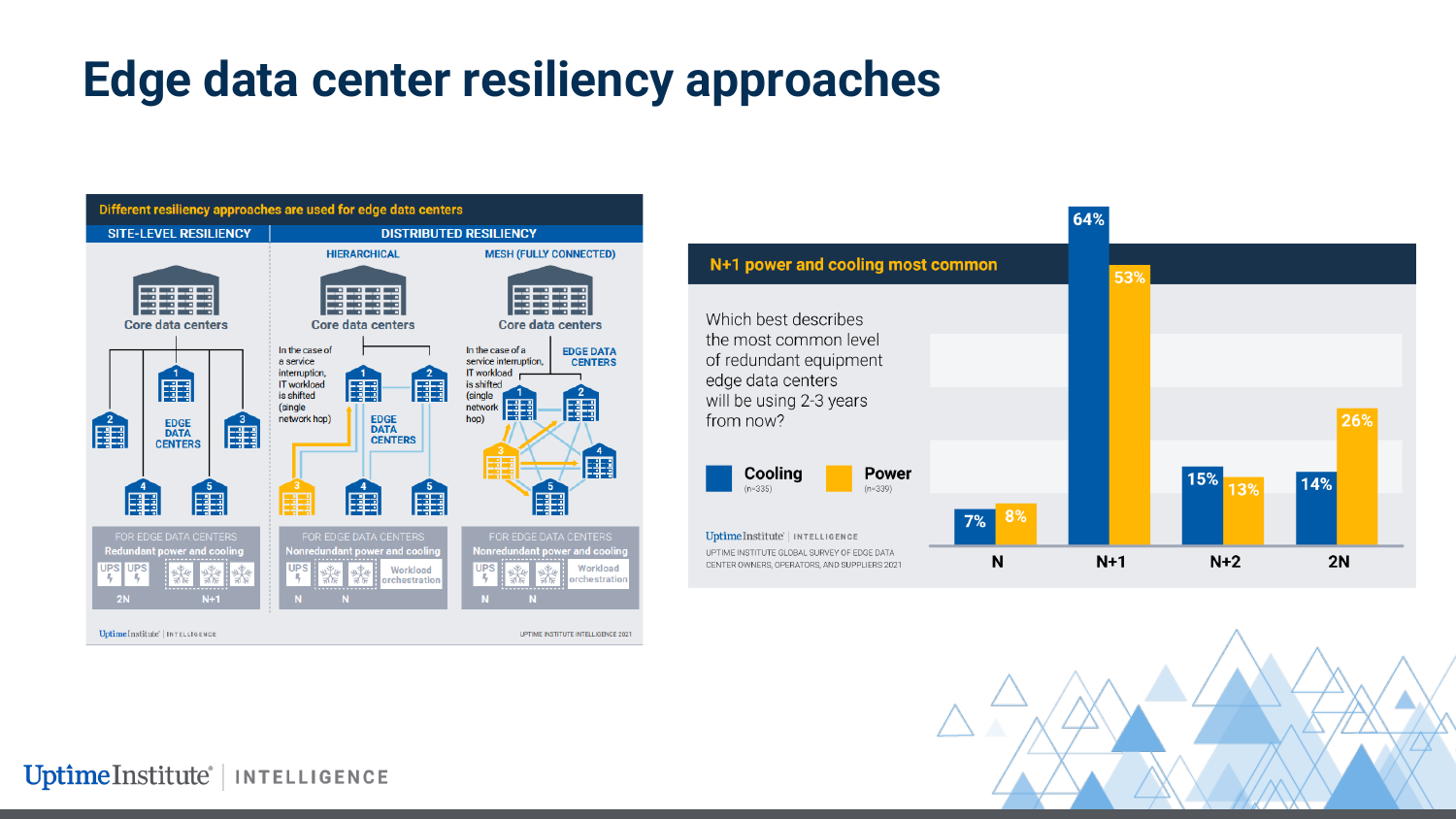# Edge data center resiliency approaches

**Different resiliency approaches are used for edge data centers**

| SITE-LEVEL RESILIENCY | DISTRIBUTED RESILIENCY: HIERARCHICAL | DISTRIBUTED RESILIENCY: MESH (FULLY CONNECTED) |
| --- | --- | --- |
| Core data centers | Core data centers | Core data centers |
| EDGE DATA CENTERS (1–5) | EDGE DATA CENTERS (1–5). In the case of a service interruption, IT workload is shifted (single network hop) | EDGE DATA CENTERS (1–5). In the case of a service interruption, IT workload is shifted (single network hop) |
| FOR EDGE DATA CENTERS: Redundant power and cooling — UPS UPS (2N); cooling (N+1) | FOR EDGE DATA CENTERS: Nonredundant power and cooling — UPS (N); cooling (N); Workload orchestration | FOR EDGE DATA CENTERS: Nonredundant power and cooling — UPS (N); cooling (N); Workload orchestration |

UPTIME INSTITUTE INTELLIGENCE 2021

**N+1 power and cooling most common**

Which best describes the most common level of redundant equipment edge data centers will be using 2-3 years from now?

| | Cooling (n=335) | Power (n=339) |
| --- | --- | --- |
| N | 7% | 8% |
| N+1 | 64% | 53% |
| N+2 | 15% | 13% |
| 2N | 14% | 26% |

UPTIME INSTITUTE GLOBAL SURVEY OF EDGE DATA CENTER OWNERS, OPERATORS, AND SUPPLIERS 2021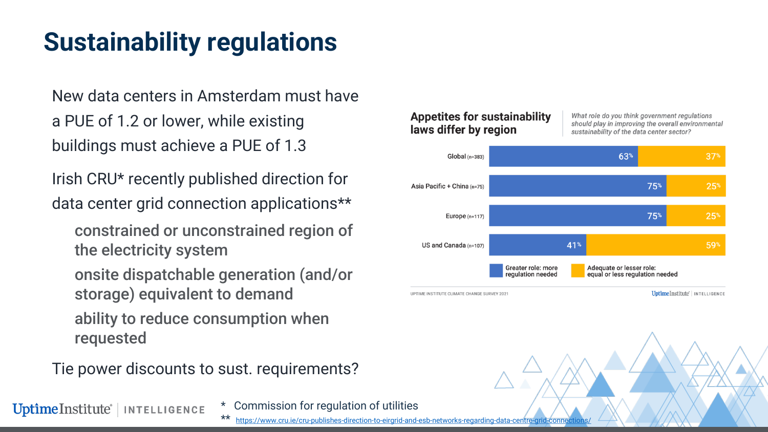# Sustainability regulations

New data centers in Amsterdam must have a PUE of 1.2 or lower, while existing buildings must achieve a PUE of 1.3

Irish CRU* recently published direction for data center grid connection applications**

- constrained or unconstrained region of the electricity system
- onsite dispatchable generation (and/or storage) equivalent to demand
- ability to reduce consumption when requested

Tie power discounts to sust. requirements?

**Appetites for sustainability laws differ by region**

*What role do you think government regulations should play in improving the overall environmental sustainability of the data center sector?*

Global (n=383) 63% 37%

Asia Pacific + China (n=75) 75% 25%

Europe (n=117) 75% 25%

US and Canada (n=107) 41% 59%

Greater role: more regulation needed

Adequate or lesser role: equal or less regulation needed

UPTIME INSTITUTE CLIMATE CHANGE SURVEY 2021

UptimeInstitute | INTELLIGENCE

\* Commission for regulation of utilities

\** https://www.cru.ie/cru-publishes-direction-to-eirgrid-and-esb-networks-regarding-data-centre-grid-connections/